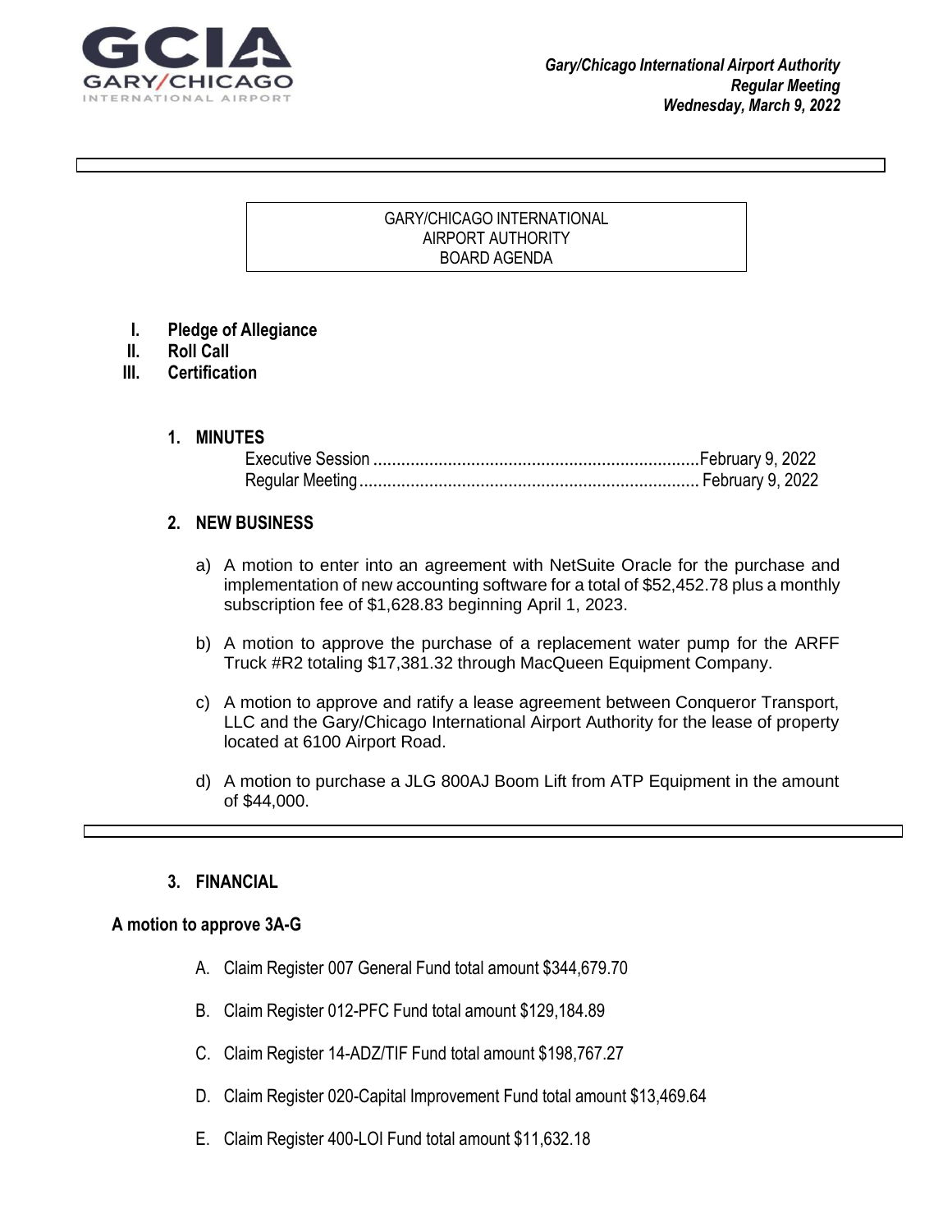GCIA
GARY/CHICAGO
INTERNATIONAL AIRPORT

*Gary/Chicago International Airport Authority*
*Regular Meeting*
*Wednesday, March 9, 2022*

# GARY/CHICAGO INTERNATIONAL AIRPORT AUTHORITY BOARD AGENDA

I. **Pledge of Allegiance**
II. **Roll Call**
III. **Certification**

## 1. MINUTES

Executive Session ........................................................................ February 9, 2022
Regular Meeting ........................................................................ February 9, 2022

## 2. NEW BUSINESS

a) A motion to enter into an agreement with NetSuite Oracle for the purchase and implementation of new accounting software for a total of $52,452.78 plus a monthly subscription fee of $1,628.83 beginning April 1, 2023.

b) A motion to approve the purchase of a replacement water pump for the ARFF Truck #R2 totaling $17,381.32 through MacQueen Equipment Company.

c) A motion to approve and ratify a lease agreement between Conqueror Transport, LLC and the Gary/Chicago International Airport Authority for the lease of property located at 6100 Airport Road.

d) A motion to purchase a JLG 800AJ Boom Lift from ATP Equipment in the amount of $44,000.

## 3. FINANCIAL

**A motion to approve 3A-G**

A. Claim Register 007 General Fund total amount $344,679.70

B. Claim Register 012-PFC Fund total amount $129,184.89

C. Claim Register 14-ADZ/TIF Fund total amount $198,767.27

D. Claim Register 020-Capital Improvement Fund total amount $13,469.64

E. Claim Register 400-LOI Fund total amount $11,632.18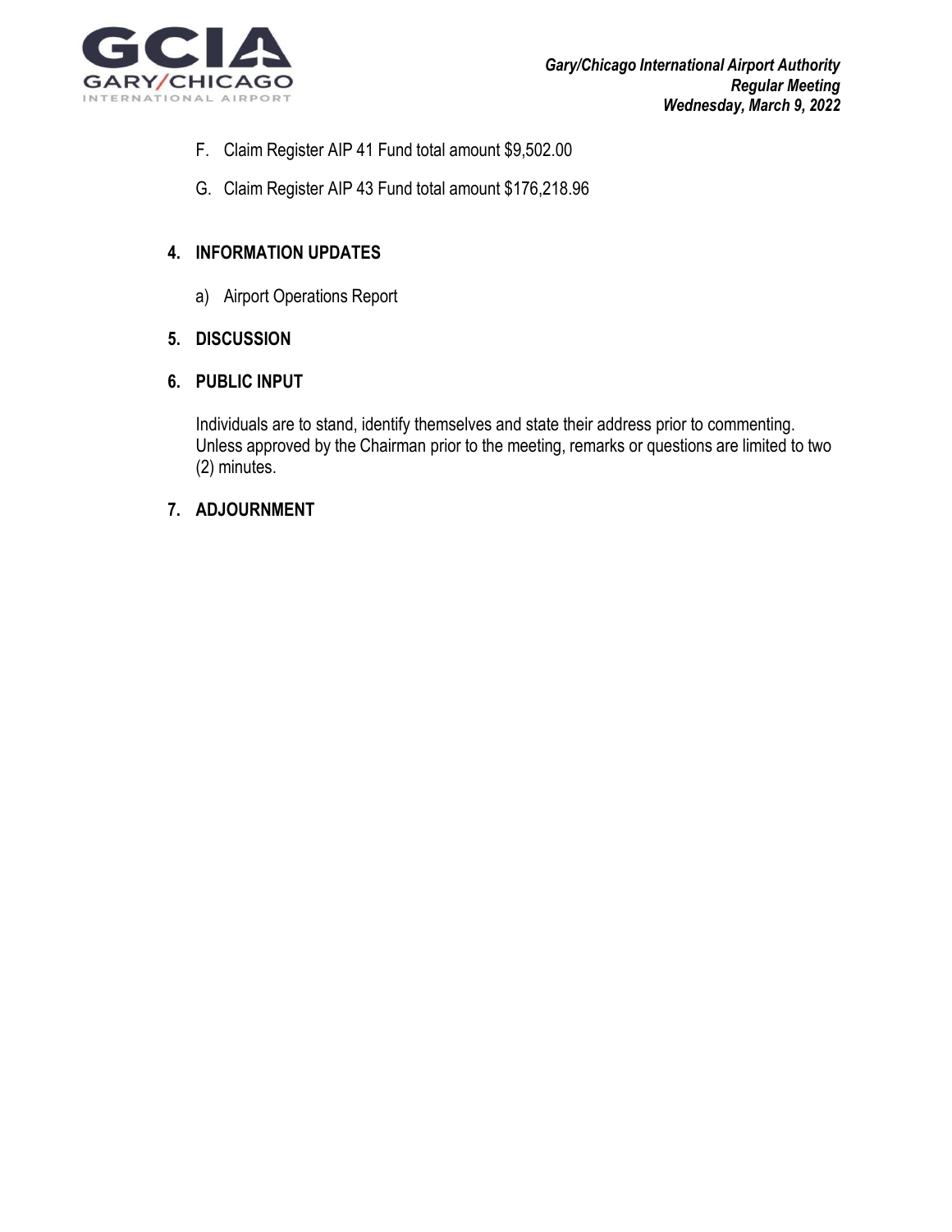F. Claim Register AIP 41 Fund total amount $9,502.00

G. Claim Register AIP 43 Fund total amount $176,218.96

**4. INFORMATION UPDATES**

a) Airport Operations Report

**5. DISCUSSION**

**6. PUBLIC INPUT**

Individuals are to stand, identify themselves and state their address prior to commenting. Unless approved by the Chairman prior to the meeting, remarks or questions are limited to two (2) minutes.

**7. ADJOURNMENT**